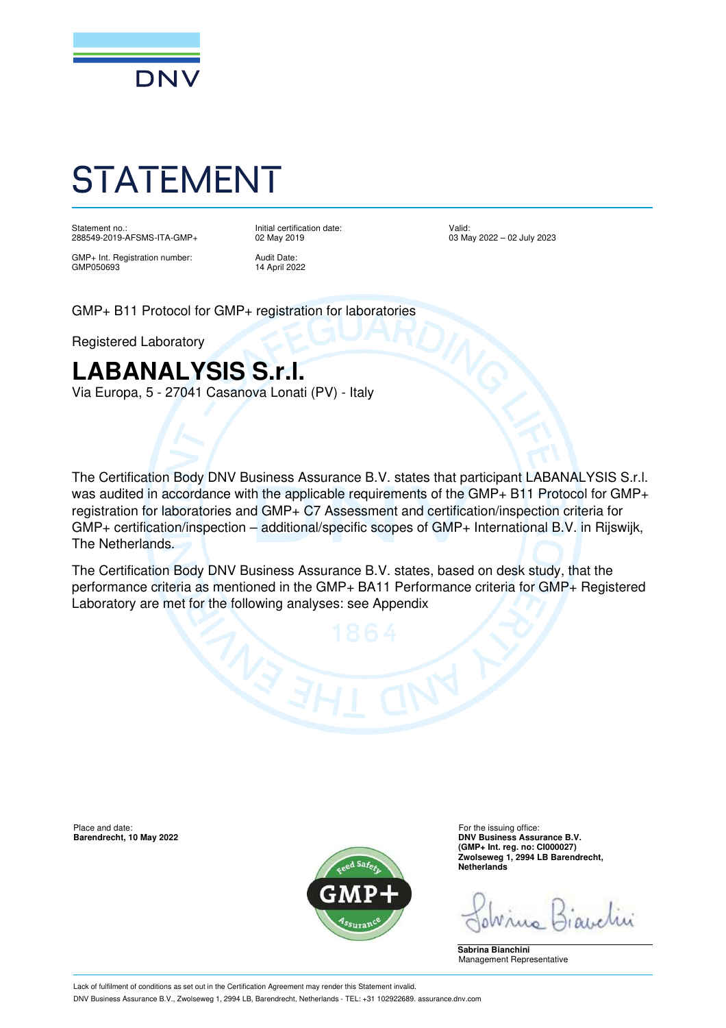DNV

# STATEMENT

Statement no.:
288549-2019-AFSMS-ITA-GMP+

GMP+ Int. Registration number:
GMP050693

Initial certification date:
02 May 2019

Audit Date:
14 April 2022

Valid:
03 May 2022 – 02 July 2023

GMP+ B11 Protocol for GMP+ registration for laboratories

Registered Laboratory

## LABANALYSIS S.r.l.

Via Europa, 5 - 27041 Casanova Lonati (PV) - Italy

The Certification Body DNV Business Assurance B.V. states that participant LABANALYSIS S.r.l. was audited in accordance with the applicable requirements of the GMP+ B11 Protocol for GMP+ registration for laboratories and GMP+ C7 Assessment and certification/inspection criteria for GMP+ certification/inspection – additional/specific scopes of GMP+ International B.V. in Rijswijk, The Netherlands.

The Certification Body DNV Business Assurance B.V. states, based on desk study, that the performance criteria as mentioned in the GMP+ BA11 Performance criteria for GMP+ Registered Laboratory are met for the following analyses: see Appendix

Place and date:
**Barendrecht, 10 May 2022**

For the issuing office:
**DNV Business Assurance B.V.**
**(GMP+ Int. reg. no: CI000027)**
**Zwolseweg 1, 2994 LB Barendrecht,**
**Netherlands**

**Sabrina Bianchini**
Management Representative

Lack of fulfilment of conditions as set out in the Certification Agreement may render this Statement invalid.
DNV Business Assurance B.V., Zwolseweg 1, 2994 LB, Barendrecht, Netherlands - TEL: +31 102922689. assurance.dnv.com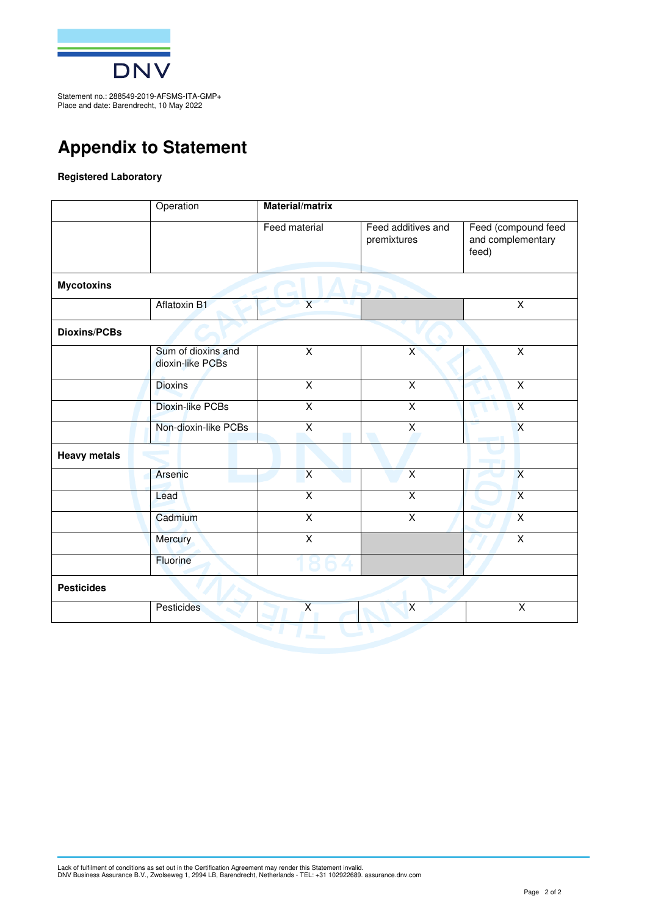![DNV](logo)

Statement no.: 288549-2019-AFSMS-ITA-GMP+
Place and date: Barendrecht, 10 May 2022

# Appendix to Statement

**Registered Laboratory**

| | Operation | **Material/matrix** | | |
|---|---|---|---|---|
| | | Feed material | Feed additives and premixtures | Feed (compound feed and complementary feed) |
| **Mycotoxins** | | | | |
| | Aflatoxin B1 | X | | X |
| **Dioxins/PCBs** | | | | |
| | Sum of dioxins and dioxin-like PCBs | X | X | X |
| | Dioxins | X | X | X |
| | Dioxin-like PCBs | X | X | X |
| | Non-dioxin-like PCBs | X | X | X |
| **Heavy metals** | | | | |
| | Arsenic | X | X | X |
| | Lead | X | X | X |
| | Cadmium | X | X | X |
| | Mercury | X | | X |
| | Fluorine | | | |
| **Pesticides** | | | | |
| | Pesticides | X | X | X |

Lack of fulfilment of conditions as set out in the Certification Agreement may render this Statement invalid.
DNV Business Assurance B.V., Zwolseweg 1, 2994 LB, Barendrecht, Netherlands - TEL: +31 102922689. assurance.dnv.com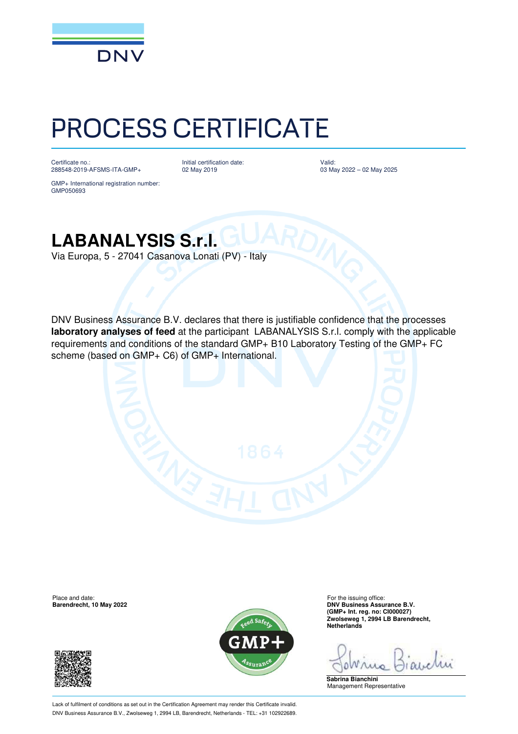DNV

# PROCESS CERTIFICATE

Certificate no.:
288548-2019-AFSMS-ITA-GMP+

Initial certification date:
02 May 2019

Valid:
03 May 2022 – 02 May 2025

GMP+ International registration number:
GMP050693

## LABANALYSIS S.r.l.

Via Europa, 5 - 27041 Casanova Lonati (PV) - Italy

DNV Business Assurance B.V. declares that there is justifiable confidence that the processes **laboratory analyses of feed** at the participant LABANALYSIS S.r.l. comply with the applicable requirements and conditions of the standard GMP+ B10 Laboratory Testing of the GMP+ FC scheme (based on GMP+ C6) of GMP+ International.

Place and date:
**Barendrecht, 10 May 2022**

For the issuing office:
**DNV Business Assurance B.V.**
**(GMP+ Int. reg. no: CI000027)**
**Zwolseweg 1, 2994 LB Barendrecht, Netherlands**

**Sabrina Bianchini**
Management Representative

Lack of fulfilment of conditions as set out in the Certification Agreement may render this Certificate invalid.
DNV Business Assurance B.V., Zwolseweg 1, 2994 LB, Barendrecht, Netherlands - TEL: +31 102922689.